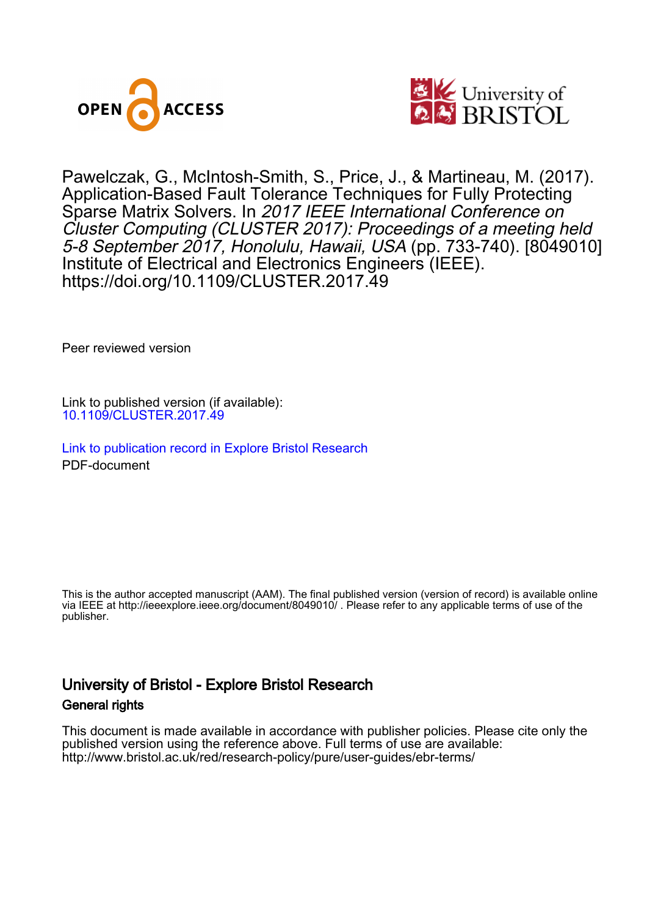Pawelczak, G., McIntosh-Smith, S., Price, J., & Martineau, M. (2017). Application-Based Fault Tolerance Techniques for Fully Protecting Sparse Matrix Solvers. In *2017 IEEE International Conference on Cluster Computing (CLUSTER 2017): Proceedings of a meeting held 5-8 September 2017, Honolulu, Hawaii, USA* (pp. 733-740). [8049010] Institute of Electrical and Electronics Engineers (IEEE). https://doi.org/10.1109/CLUSTER.2017.49

Peer reviewed version

Link to published version (if available):
10.1109/CLUSTER.2017.49

Link to publication record in Explore Bristol Research
PDF-document

This is the author accepted manuscript (AAM). The final published version (version of record) is available online via IEEE at http://ieeexplore.ieee.org/document/8049010/ . Please refer to any applicable terms of use of the publisher.

## University of Bristol - Explore Bristol Research

### General rights

This document is made available in accordance with publisher policies. Please cite only the published version using the reference above. Full terms of use are available: http://www.bristol.ac.uk/red/research-policy/pure/user-guides/ebr-terms/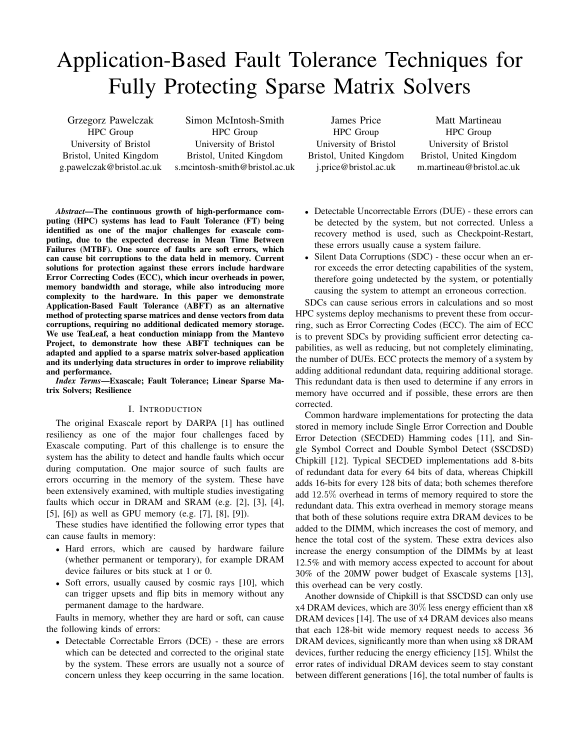# Application-Based Fault Tolerance Techniques for Fully Protecting Sparse Matrix Solvers

Grzegorz Pawelczak
HPC Group
University of Bristol
Bristol, United Kingdom
g.pawelczak@bristol.ac.uk

Simon McIntosh-Smith
HPC Group
University of Bristol
Bristol, United Kingdom
s.mcintosh-smith@bristol.ac.uk

James Price
HPC Group
University of Bristol
Bristol, United Kingdom
j.price@bristol.ac.uk

Matt Martineau
HPC Group
University of Bristol
Bristol, United Kingdom
m.martineau@bristol.ac.uk

***Abstract*—The continuous growth of high-performance computing (HPC) systems has lead to Fault Tolerance (FT) being identified as one of the major challenges for exascale computing, due to the expected decrease in Mean Time Between Failures (MTBF). One source of faults are soft errors, which can cause bit corruptions to the data held in memory. Current solutions for protection against these errors include hardware Error Correcting Codes (ECC), which incur overheads in power, memory bandwidth and storage, while also introducing more complexity to the hardware. In this paper we demonstrate Application-Based Fault Tolerance (ABFT) as an alternative method of protecting sparse matrices and dense vectors from data corruptions, requiring no additional dedicated memory storage. We use TeaLeaf, a heat conduction miniapp from the Mantevo Project, to demonstrate how these ABFT techniques can be adapted and applied to a sparse matrix solver-based application and its underlying data structures in order to improve reliability and performance.**

***Index Terms*—Exascale; Fault Tolerance; Linear Sparse Matrix Solvers; Resilience**

## I. Introduction

The original Exascale report by DARPA [1] has outlined resiliency as one of the major four challenges faced by Exascale computing. Part of this challenge is to ensure the system has the ability to detect and handle faults which occur during computation. One major source of such faults are errors occurring in the memory of the system. These have been extensively examined, with multiple studies investigating faults which occur in DRAM and SRAM (e.g. [2], [3], [4], [5], [6]) as well as GPU memory (e.g. [7], [8], [9]).

These studies have identified the following error types that can cause faults in memory:

- Hard errors, which are caused by hardware failure (whether permanent or temporary), for example DRAM device failures or bits stuck at 1 or 0.
- Soft errors, usually caused by cosmic rays [10], which can trigger upsets and flip bits in memory without any permanent damage to the hardware.

Faults in memory, whether they are hard or soft, can cause the following kinds of errors:

- Detectable Correctable Errors (DCE) - these are errors which can be detected and corrected to the original state by the system. These errors are usually not a source of concern unless they keep occurring in the same location.
- Detectable Uncorrectable Errors (DUE) - these errors can be detected by the system, but not corrected. Unless a recovery method is used, such as Checkpoint-Restart, these errors usually cause a system failure.
- Silent Data Corruptions (SDC) - these occur when an error exceeds the error detecting capabilities of the system, therefore going undetected by the system, or potentially causing the system to attempt an erroneous correction.

SDCs can cause serious errors in calculations and so most HPC systems deploy mechanisms to prevent these from occurring, such as Error Correcting Codes (ECC). The aim of ECC is to prevent SDCs by providing sufficient error detecting capabilities, as well as reducing, but not completely eliminating, the number of DUEs. ECC protects the memory of a system by adding additional redundant data, requiring additional storage. This redundant data is then used to determine if any errors in memory have occurred and if possible, these errors are then corrected.

Common hardware implementations for protecting the data stored in memory include Single Error Correction and Double Error Detection (SECDED) Hamming codes [11], and Single Symbol Correct and Double Symbol Detect (SSCDSD) Chipkill [12]. Typical SECDED implementations add 8-bits of redundant data for every 64 bits of data, whereas Chipkill adds 16-bits for every 128 bits of data; both schemes therefore add 12.5% overhead in terms of memory required to store the redundant data. This extra overhead in memory storage means that both of these solutions require extra DRAM devices to be added to the DIMM, which increases the cost of memory, and hence the total cost of the system. These extra devices also increase the energy consumption of the DIMMs by at least 12.5% and with memory access expected to account for about 30% of the 20MW power budget of Exascale systems [13], this overhead can be very costly.

Another downside of Chipkill is that SSCDSD can only use x4 DRAM devices, which are 30% less energy efficient than x8 DRAM devices [14]. The use of x4 DRAM devices also means that each 128-bit wide memory request needs to access 36 DRAM devices, significantly more than when using x8 DRAM devices, further reducing the energy efficiency [15]. Whilst the error rates of individual DRAM devices seem to stay constant between different generations [16], the total number of faults is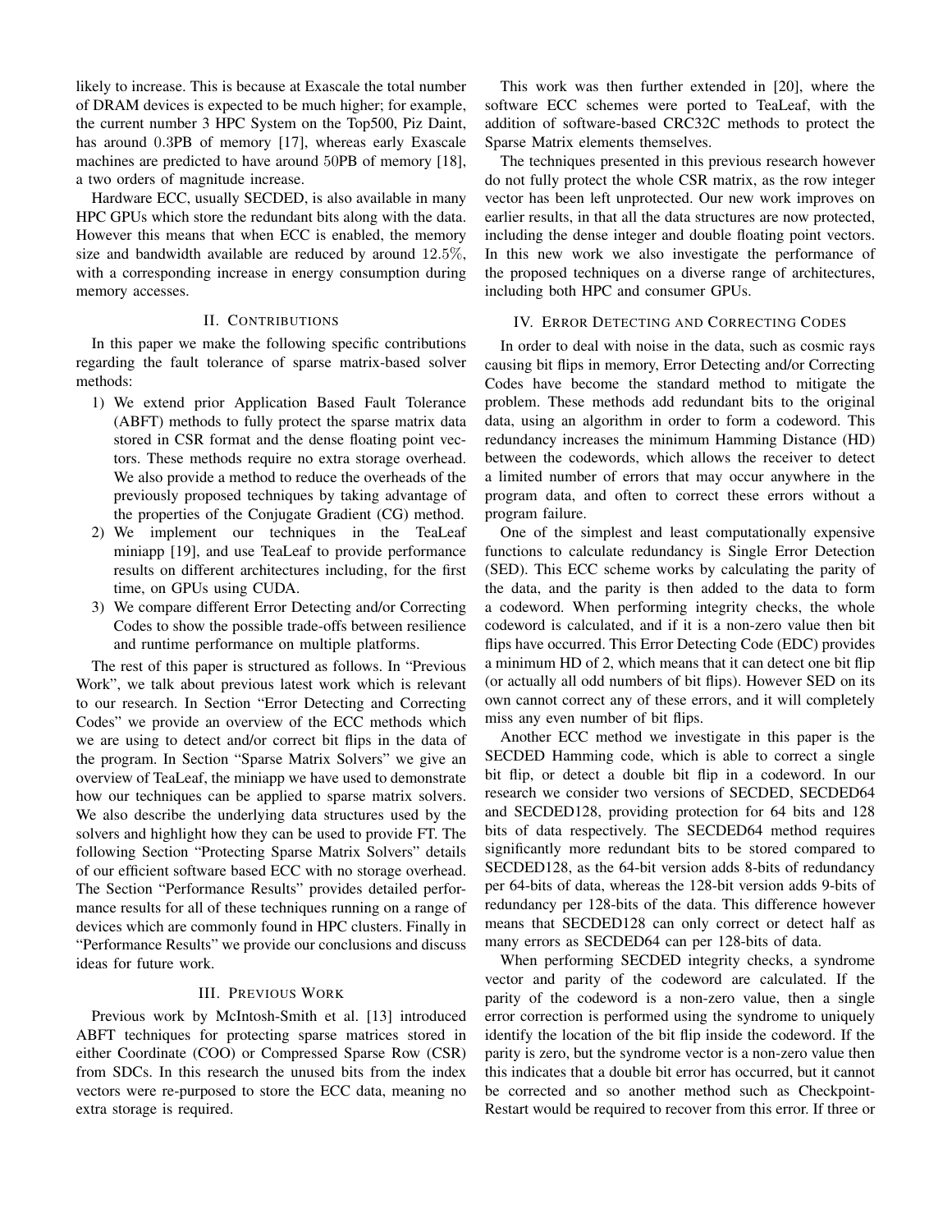likely to increase. This is because at Exascale the total number of DRAM devices is expected to be much higher; for example, the current number 3 HPC System on the Top500, Piz Daint, has around 0.3PB of memory [17], whereas early Exascale machines are predicted to have around 50PB of memory [18], a two orders of magnitude increase.

Hardware ECC, usually SECDED, is also available in many HPC GPUs which store the redundant bits along with the data. However this means that when ECC is enabled, the memory size and bandwidth available are reduced by around 12.5%, with a corresponding increase in energy consumption during memory accesses.

## II. Contributions

In this paper we make the following specific contributions regarding the fault tolerance of sparse matrix-based solver methods:

1) We extend prior Application Based Fault Tolerance (ABFT) methods to fully protect the sparse matrix data stored in CSR format and the dense floating point vectors. These methods require no extra storage overhead. We also provide a method to reduce the overheads of the previously proposed techniques by taking advantage of the properties of the Conjugate Gradient (CG) method.
2) We implement our techniques in the TeaLeaf miniapp [19], and use TeaLeaf to provide performance results on different architectures including, for the first time, on GPUs using CUDA.
3) We compare different Error Detecting and/or Correcting Codes to show the possible trade-offs between resilience and runtime performance on multiple platforms.

The rest of this paper is structured as follows. In "Previous Work", we talk about previous latest work which is relevant to our research. In Section "Error Detecting and Correcting Codes" we provide an overview of the ECC methods which we are using to detect and/or correct bit flips in the data of the program. In Section "Sparse Matrix Solvers" we give an overview of TeaLeaf, the miniapp we have used to demonstrate how our techniques can be applied to sparse matrix solvers. We also describe the underlying data structures used by the solvers and highlight how they can be used to provide FT. The following Section "Protecting Sparse Matrix Solvers" details of our efficient software based ECC with no storage overhead. The Section "Performance Results" provides detailed performance results for all of these techniques running on a range of devices which are commonly found in HPC clusters. Finally in "Performance Results" we provide our conclusions and discuss ideas for future work.

## III. Previous Work

Previous work by McIntosh-Smith et al. [13] introduced ABFT techniques for protecting sparse matrices stored in either Coordinate (COO) or Compressed Sparse Row (CSR) from SDCs. In this research the unused bits from the index vectors were re-purposed to store the ECC data, meaning no extra storage is required.

This work was then further extended in [20], where the software ECC schemes were ported to TeaLeaf, with the addition of software-based CRC32C methods to protect the Sparse Matrix elements themselves.

The techniques presented in this previous research however do not fully protect the whole CSR matrix, as the row integer vector has been left unprotected. Our new work improves on earlier results, in that all the data structures are now protected, including the dense integer and double floating point vectors. In this new work we also investigate the performance of the proposed techniques on a diverse range of architectures, including both HPC and consumer GPUs.

## IV. Error Detecting and Correcting Codes

In order to deal with noise in the data, such as cosmic rays causing bit flips in memory, Error Detecting and/or Correcting Codes have become the standard method to mitigate the problem. These methods add redundant bits to the original data, using an algorithm in order to form a codeword. This redundancy increases the minimum Hamming Distance (HD) between the codewords, which allows the receiver to detect a limited number of errors that may occur anywhere in the program data, and often to correct these errors without a program failure.

One of the simplest and least computationally expensive functions to calculate redundancy is Single Error Detection (SED). This ECC scheme works by calculating the parity of the data, and the parity is then added to the data to form a codeword. When performing integrity checks, the whole codeword is calculated, and if it is a non-zero value then bit flips have occurred. This Error Detecting Code (EDC) provides a minimum HD of 2, which means that it can detect one bit flip (or actually all odd numbers of bit flips). However SED on its own cannot correct any of these errors, and it will completely miss any even number of bit flips.

Another ECC method we investigate in this paper is the SECDED Hamming code, which is able to correct a single bit flip, or detect a double bit flip in a codeword. In our research we consider two versions of SECDED, SECDED64 and SECDED128, providing protection for 64 bits and 128 bits of data respectively. The SECDED64 method requires significantly more redundant bits to be stored compared to SECDED128, as the 64-bit version adds 8-bits of redundancy per 64-bits of data, whereas the 128-bit version adds 9-bits of redundancy per 128-bits of the data. This difference however means that SECDED128 can only correct or detect half as many errors as SECDED64 can per 128-bits of data.

When performing SECDED integrity checks, a syndrome vector and parity of the codeword are calculated. If the parity of the codeword is a non-zero value, then a single error correction is performed using the syndrome to uniquely identify the location of the bit flip inside the codeword. If the parity is zero, but the syndrome vector is a non-zero value then this indicates that a double bit error has occurred, but it cannot be corrected and so another method such as Checkpoint-Restart would be required to recover from this error. If three or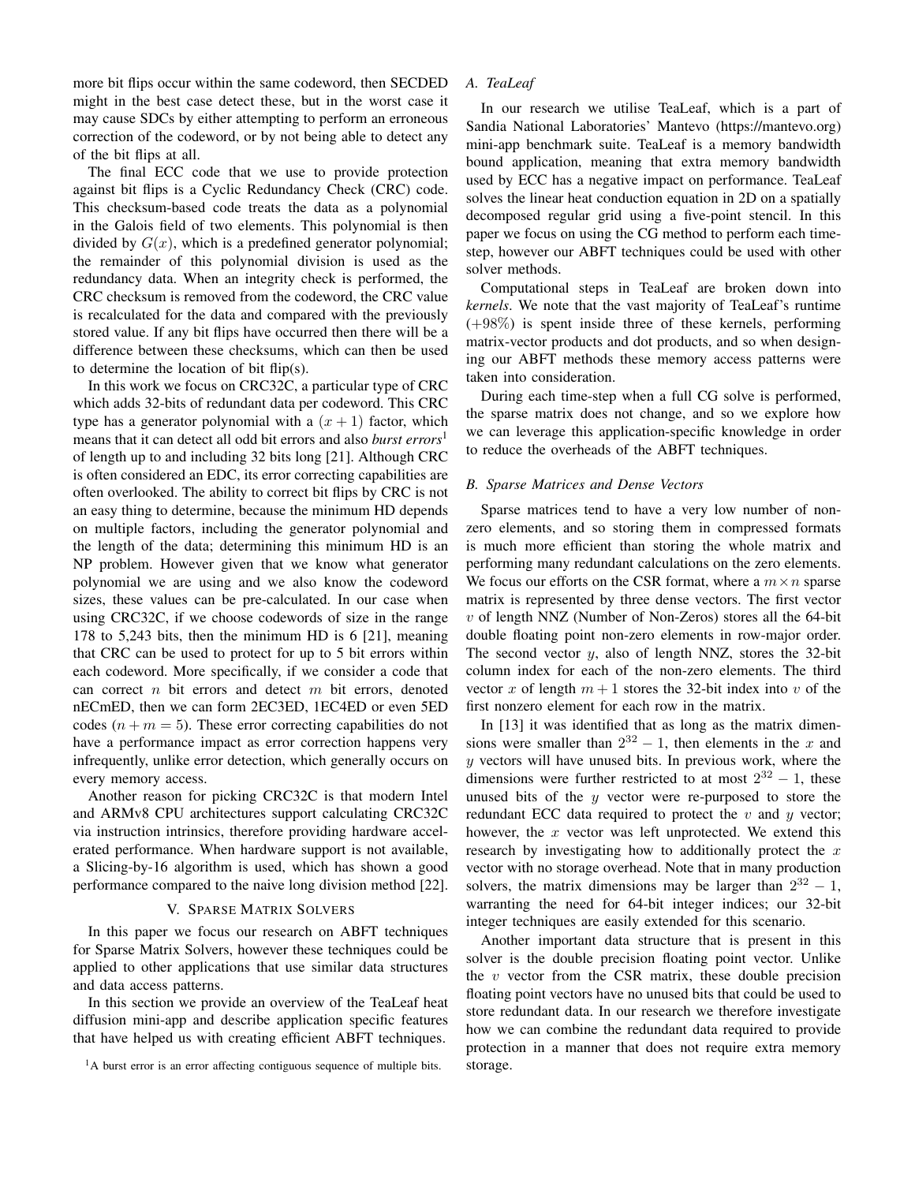more bit flips occur within the same codeword, then SECDED might in the best case detect these, but in the worst case it may cause SDCs by either attempting to perform an erroneous correction of the codeword, or by not being able to detect any of the bit flips at all.

The final ECC code that we use to provide protection against bit flips is a Cyclic Redundancy Check (CRC) code. This checksum-based code treats the data as a polynomial in the Galois field of two elements. This polynomial is then divided by $G(x)$, which is a predefined generator polynomial; the remainder of this polynomial division is used as the redundancy data. When an integrity check is performed, the CRC checksum is removed from the codeword, the CRC value is recalculated for the data and compared with the previously stored value. If any bit flips have occurred then there will be a difference between these checksums, which can then be used to determine the location of bit flip(s).

In this work we focus on CRC32C, a particular type of CRC which adds 32-bits of redundant data per codeword. This CRC type has a generator polynomial with a $(x + 1)$ factor, which means that it can detect all odd bit errors and also *burst errors*[1] of length up to and including 32 bits long [21]. Although CRC is often considered an EDC, its error correcting capabilities are often overlooked. The ability to correct bit flips by CRC is not an easy thing to determine, because the minimum HD depends on multiple factors, including the generator polynomial and the length of the data; determining this minimum HD is an NP problem. However given that we know what generator polynomial we are using and we also know the codeword sizes, these values can be pre-calculated. In our case when using CRC32C, if we choose codewords of size in the range 178 to 5,243 bits, then the minimum HD is 6 [21], meaning that CRC can be used to protect for up to 5 bit errors within each codeword. More specifically, if we consider a code that can correct $n$ bit errors and detect $m$ bit errors, denoted nECmED, then we can form 2EC3ED, 1EC4ED or even 5ED codes $(n + m = 5)$. These error correcting capabilities do not have a performance impact as error correction happens very infrequently, unlike error detection, which generally occurs on every memory access.

Another reason for picking CRC32C is that modern Intel and ARMv8 CPU architectures support calculating CRC32C via instruction intrinsics, therefore providing hardware accelerated performance. When hardware support is not available, a Slicing-by-16 algorithm is used, which has shown a good performance compared to the naive long division method [22].

## V. Sparse Matrix Solvers

In this paper we focus our research on ABFT techniques for Sparse Matrix Solvers, however these techniques could be applied to other applications that use similar data structures and data access patterns.

In this section we provide an overview of the TeaLeaf heat diffusion mini-app and describe application specific features that have helped us with creating efficient ABFT techniques.

[1] A burst error is an error affecting contiguous sequence of multiple bits.

### A. TeaLeaf

In our research we utilise TeaLeaf, which is a part of Sandia National Laboratories' Mantevo (https://mantevo.org) mini-app benchmark suite. TeaLeaf is a memory bandwidth bound application, meaning that extra memory bandwidth used by ECC has a negative impact on performance. TeaLeaf solves the linear heat conduction equation in 2D on a spatially decomposed regular grid using a five-point stencil. In this paper we focus on using the CG method to perform each time-step, however our ABFT techniques could be used with other solver methods.

Computational steps in TeaLeaf are broken down into *kernels*. We note that the vast majority of TeaLeaf's runtime $(+98\%)$ is spent inside three of these kernels, performing matrix-vector products and dot products, and so when designing our ABFT methods these memory access patterns were taken into consideration.

During each time-step when a full CG solve is performed, the sparse matrix does not change, and so we explore how we can leverage this application-specific knowledge in order to reduce the overheads of the ABFT techniques.

### B. Sparse Matrices and Dense Vectors

Sparse matrices tend to have a very low number of non-zero elements, and so storing them in compressed formats is much more efficient than storing the whole matrix and performing many redundant calculations on the zero elements. We focus our efforts on the CSR format, where a $m \times n$ sparse matrix is represented by three dense vectors. The first vector $v$ of length NNZ (Number of Non-Zeros) stores all the 64-bit double floating point non-zero elements in row-major order. The second vector $y$, also of length NNZ, stores the 32-bit column index for each of the non-zero elements. The third vector $x$ of length $m + 1$ stores the 32-bit index into $v$ of the first nonzero element for each row in the matrix.

In [13] it was identified that as long as the matrix dimensions were smaller than $2^{32} - 1$, then elements in the $x$ and $y$ vectors will have unused bits. In previous work, where the dimensions were further restricted to at most $2^{32} - 1$, these unused bits of the $y$ vector were re-purposed to store the redundant ECC data required to protect the $v$ and $y$ vector; however, the $x$ vector was left unprotected. We extend this research by investigating how to additionally protect the $x$ vector with no storage overhead. Note that in many production solvers, the matrix dimensions may be larger than $2^{32} - 1$, warranting the need for 64-bit integer indices; our 32-bit integer techniques are easily extended for this scenario.

Another important data structure that is present in this solver is the double precision floating point vector. Unlike the $v$ vector from the CSR matrix, these double precision floating point vectors have no unused bits that could be used to store redundant data. In our research we therefore investigate how we can combine the redundant data required to provide protection in a manner that does not require extra memory storage.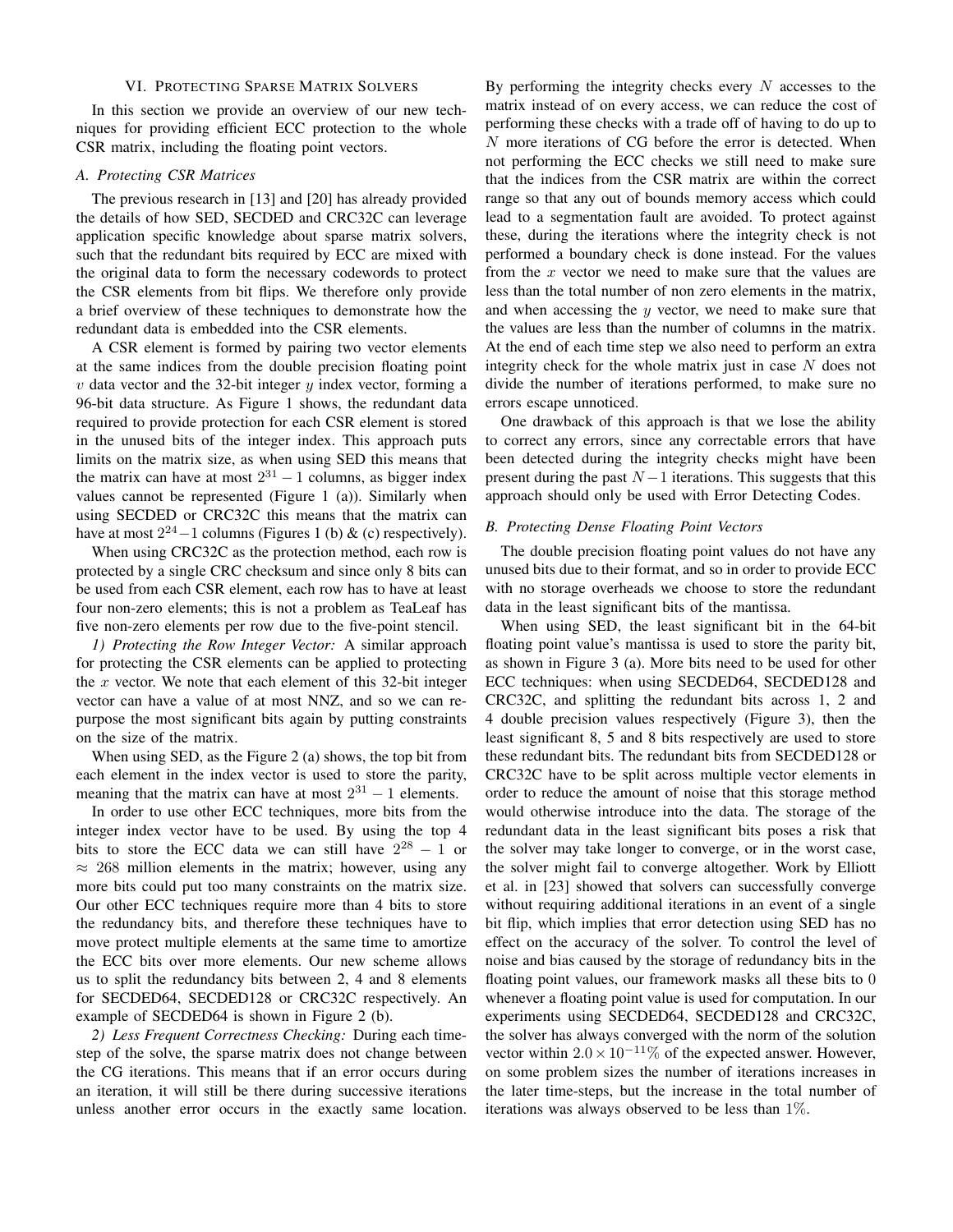## VI. Protecting Sparse Matrix Solvers

In this section we provide an overview of our new techniques for providing efficient ECC protection to the whole CSR matrix, including the floating point vectors.

### A. Protecting CSR Matrices

The previous research in [13] and [20] has already provided the details of how SED, SECDED and CRC32C can leverage application specific knowledge about sparse matrix solvers, such that the redundant bits required by ECC are mixed with the original data to form the necessary codewords to protect the CSR elements from bit flips. We therefore only provide a brief overview of these techniques to demonstrate how the redundant data is embedded into the CSR elements.

A CSR element is formed by pairing two vector elements at the same indices from the double precision floating point $v$ data vector and the 32-bit integer $y$ index vector, forming a 96-bit data structure. As Figure 1 shows, the redundant data required to provide protection for each CSR element is stored in the unused bits of the integer index. This approach puts limits on the matrix size, as when using SED this means that the matrix can have at most $2^{31}-1$ columns, as bigger index values cannot be represented (Figure 1 (a)). Similarly when using SECDED or CRC32C this means that the matrix can have at most $2^{24}-1$ columns (Figures 1 (b) & (c) respectively).

When using CRC32C as the protection method, each row is protected by a single CRC checksum and since only 8 bits can be used from each CSR element, each row has to have at least four non-zero elements; this is not a problem as TeaLeaf has five non-zero elements per row due to the five-point stencil.

*1) Protecting the Row Integer Vector:* A similar approach for protecting the CSR elements can be applied to protecting the $x$ vector. We note that each element of this 32-bit integer vector can have a value of at most NNZ, and so we can re-purpose the most significant bits again by putting constraints on the size of the matrix.

When using SED, as the Figure 2 (a) shows, the top bit from each element in the index vector is used to store the parity, meaning that the matrix can have at most $2^{31}-1$ elements.

In order to use other ECC techniques, more bits from the integer index vector have to be used. By using the top 4 bits to store the ECC data we can still have $2^{28}-1$ or $\approx 268$ million elements in the matrix; however, using any more bits could put too many constraints on the matrix size. Our other ECC techniques require more than 4 bits to store the redundancy bits, and therefore these techniques have to move protect multiple elements at the same time to amortize the ECC bits over more elements. Our new scheme allows us to split the redundancy bits between 2, 4 and 8 elements for SECDED64, SECDED128 or CRC32C respectively. An example of SECDED64 is shown in Figure 2 (b).

*2) Less Frequent Correctness Checking:* During each time-step of the solve, the sparse matrix does not change between the CG iterations. This means that if an error occurs during an iteration, it will still be there during successive iterations unless another error occurs in the exactly same location. By performing the integrity checks every $N$ accesses to the matrix instead of on every access, we can reduce the cost of performing these checks with a trade off of having to do up to $N$ more iterations of CG before the error is detected. When not performing the ECC checks we still need to make sure that the indices from the CSR matrix are within the correct range so that any out of bounds memory access which could lead to a segmentation fault are avoided. To protect against these, during the iterations where the integrity check is not performed a boundary check is done instead. For the values from the $x$ vector we need to make sure that the values are less than the total number of non zero elements in the matrix, and when accessing the $y$ vector, we need to make sure that the values are less than the number of columns in the matrix. At the end of each time step we also need to perform an extra integrity check for the whole matrix just in case $N$ does not divide the number of iterations performed, to make sure no errors escape unnoticed.

One drawback of this approach is that we lose the ability to correct any errors, since any correctable errors that have been detected during the integrity checks might have been present during the past $N-1$ iterations. This suggests that this approach should only be used with Error Detecting Codes.

### B. Protecting Dense Floating Point Vectors

The double precision floating point values do not have any unused bits due to their format, and so in order to provide ECC with no storage overheads we choose to store the redundant data in the least significant bits of the mantissa.

When using SED, the least significant bit in the 64-bit floating point value's mantissa is used to store the parity bit, as shown in Figure 3 (a). More bits need to be used for other ECC techniques: when using SECDED64, SECDED128 and CRC32C, and splitting the redundant bits across 1, 2 and 4 double precision values respectively (Figure 3), then the least significant 8, 5 and 8 bits respectively are used to store these redundant bits. The redundant bits from SECDED128 or CRC32C have to be split across multiple vector elements in order to reduce the amount of noise that this storage method would otherwise introduce into the data. The storage of the redundant data in the least significant bits poses a risk that the solver may take longer to converge, or in the worst case, the solver might fail to converge altogether. Work by Elliott et al. in [23] showed that solvers can successfully converge without requiring additional iterations in an event of a single bit flip, which implies that error detection using SED has no effect on the accuracy of the solver. To control the level of noise and bias caused by the storage of redundancy bits in the floating point values, our framework masks all these bits to 0 whenever a floating point value is used for computation. In our experiments using SECDED64, SECDED128 and CRC32C, the solver has always converged with the norm of the solution vector within $2.0\times10^{-11}\%$ of the expected answer. However, on some problem sizes the number of iterations increases in the later time-steps, but the increase in the total number of iterations was always observed to be less than $1\%$.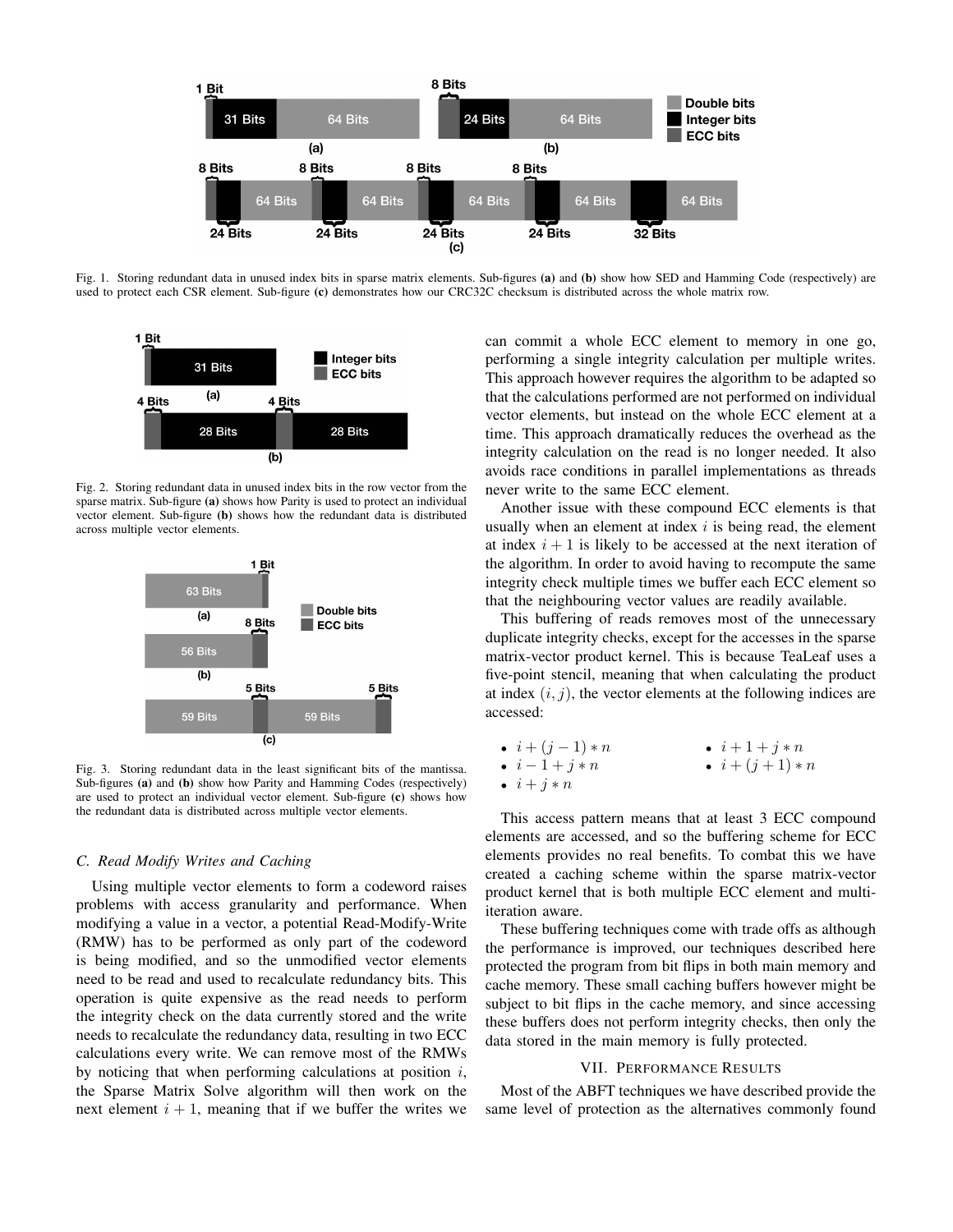1 Bit

31 Bits

64 Bits

(a)

8 Bits

24 Bits

64 Bits

(b)

Double bits

Integer bits

ECC bits

8 Bits 8 Bits 8 Bits 8 Bits

64 Bits 64 Bits 64 Bits 64 Bits 64 Bits

24 Bits 24 Bits 24 Bits 24 Bits 32 Bits

(c)

Fig. 1. Storing redundant data in unused index bits in sparse matrix elements. Sub-figures **(a)** and **(b)** show how SED and Hamming Code (respectively) are used to protect each CSR element. Sub-figure **(c)** demonstrates how our CRC32C checksum is distributed across the whole matrix row.

1 Bit

31 Bits

(a)

Integer bits

ECC bits

4 Bits 4 Bits

28 Bits 28 Bits

(b)

Fig. 2. Storing redundant data in unused index bits in the row vector from the sparse matrix. Sub-figure **(a)** shows how Parity is used to protect an individual vector element. Sub-figure **(b)** shows how the redundant data is distributed across multiple vector elements.

1 Bit

63 Bits

(a)

Double bits

ECC bits

8 Bits

56 Bits

(b)

5 Bits 5 Bits

59 Bits 59 Bits

(c)

Fig. 3. Storing redundant data in the least significant bits of the mantissa. Sub-figures **(a)** and **(b)** show how Parity and Hamming Codes (respectively) are used to protect an individual vector element. Sub-figure **(c)** shows how the redundant data is distributed across multiple vector elements.

### C. Read Modify Writes and Caching

Using multiple vector elements to form a codeword raises problems with access granularity and performance. When modifying a value in a vector, a potential Read-Modify-Write (RMW) has to be performed as only part of the codeword is being modified, and so the unmodified vector elements need to be read and used to recalculate redundancy bits. This operation is quite expensive as the read needs to perform the integrity check on the data currently stored and the write needs to recalculate the redundancy data, resulting in two ECC calculations every write. We can remove most of the RMWs by noticing that when performing calculations at position $i$, the Sparse Matrix Solve algorithm will then work on the next element $i+1$, meaning that if we buffer the writes we can commit a whole ECC element to memory in one go, performing a single integrity calculation per multiple writes. This approach however requires the algorithm to be adapted so that the calculations performed are not performed on individual vector elements, but instead on the whole ECC element at a time. This approach dramatically reduces the overhead as the integrity calculation on the read is no longer needed. It also avoids race conditions in parallel implementations as threads never write to the same ECC element.

Another issue with these compound ECC elements is that usually when an element at index $i$ is being read, the element at index $i+1$ is likely to be accessed at the next iteration of the algorithm. In order to avoid having to recompute the same integrity check multiple times we buffer each ECC element so that the neighbouring vector values are readily available.

This buffering of reads removes most of the unnecessary duplicate integrity checks, except for the accesses in the sparse matrix-vector product kernel. This is because TeaLeaf uses a five-point stencil, meaning that when calculating the product at index $(i, j)$, the vector elements at the following indices are accessed:

- $i + (j-1) * n$
- $i - 1 + j * n$
- $i + j * n$
- $i + 1 + j * n$
- $i + (j+1) * n$

This access pattern means that at least 3 ECC compound elements are accessed, and so the buffering scheme for ECC elements provides no real benefits. To combat this we have created a caching scheme within the sparse matrix-vector product kernel that is both multiple ECC element and multi-iteration aware.

These buffering techniques come with trade offs as although the performance is improved, our techniques described here protected the program from bit flips in both main memory and cache memory. These small caching buffers however might be subject to bit flips in the cache memory, and since accessing these buffers does not perform integrity checks, then only the data stored in the main memory is fully protected.

## VII. Performance Results

Most of the ABFT techniques we have described provide the same level of protection as the alternatives commonly found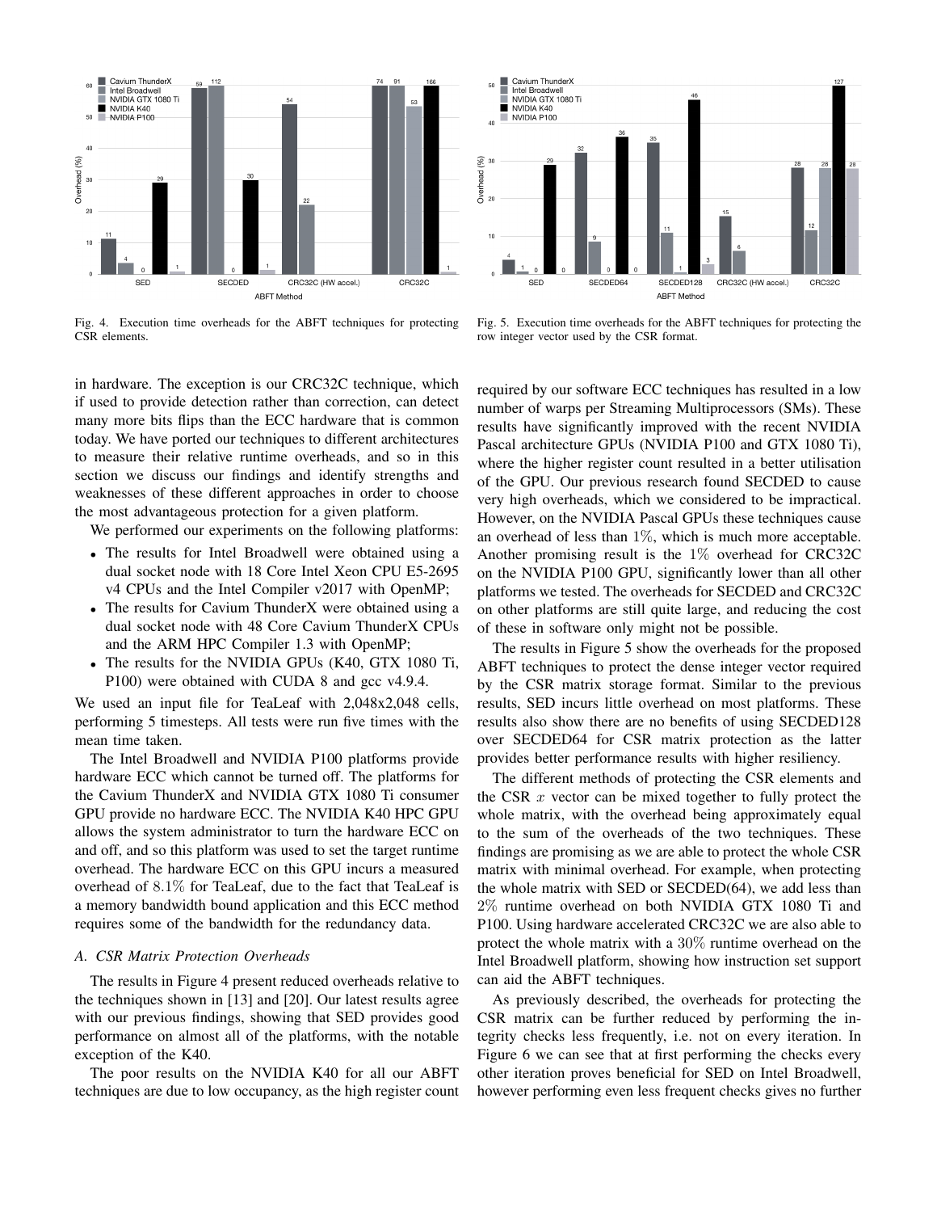Fig. 4. Execution time overheads for the ABFT techniques for protecting CSR elements.

Fig. 5. Execution time overheads for the ABFT techniques for protecting the row integer vector used by the CSR format.

in hardware. The exception is our CRC32C technique, which if used to provide detection rather than correction, can detect many more bits flips than the ECC hardware that is common today. We have ported our techniques to different architectures to measure their relative runtime overheads, and so in this section we discuss our findings and identify strengths and weaknesses of these different approaches in order to choose the most advantageous protection for a given platform.

We performed our experiments on the following platforms:

- The results for Intel Broadwell were obtained using a dual socket node with 18 Core Intel Xeon CPU E5-2695 v4 CPUs and the Intel Compiler v2017 with OpenMP;
- The results for Cavium ThunderX were obtained using a dual socket node with 48 Core Cavium ThunderX CPUs and the ARM HPC Compiler 1.3 with OpenMP;
- The results for the NVIDIA GPUs (K40, GTX 1080 Ti, P100) were obtained with CUDA 8 and gcc v4.9.4.

We used an input file for TeaLeaf with 2,048x2,048 cells, performing 5 timesteps. All tests were run five times with the mean time taken.

The Intel Broadwell and NVIDIA P100 platforms provide hardware ECC which cannot be turned off. The platforms for the Cavium ThunderX and NVIDIA GTX 1080 Ti consumer GPU provide no hardware ECC. The NVIDIA K40 HPC GPU allows the system administrator to turn the hardware ECC on and off, and so this platform was used to set the target runtime overhead. The hardware ECC on this GPU incurs a measured overhead of $8.1\%$ for TeaLeaf, due to the fact that TeaLeaf is a memory bandwidth bound application and this ECC method requires some of the bandwidth for the redundancy data.

### A. CSR Matrix Protection Overheads

The results in Figure 4 present reduced overheads relative to the techniques shown in [13] and [20]. Our latest results agree with our previous findings, showing that SED provides good performance on almost all of the platforms, with the notable exception of the K40.

The poor results on the NVIDIA K40 for all our ABFT techniques are due to low occupancy, as the high register count required by our software ECC techniques has resulted in a low number of warps per Streaming Multiprocessors (SMs). These results have significantly improved with the recent NVIDIA Pascal architecture GPUs (NVIDIA P100 and GTX 1080 Ti), where the higher register count resulted in a better utilisation of the GPU. Our previous research found SECDED to cause very high overheads, which we considered to be impractical. However, on the NVIDIA Pascal GPUs these techniques cause an overhead of less than $1\%$, which is much more acceptable. Another promising result is the $1\%$ overhead for CRC32C on the NVIDIA P100 GPU, significantly lower than all other platforms we tested. The overheads for SECDED and CRC32C on other platforms are still quite large, and reducing the cost of these in software only might not be possible.

The results in Figure 5 show the overheads for the proposed ABFT techniques to protect the dense integer vector required by the CSR matrix storage format. Similar to the previous results, SED incurs little overhead on most platforms. These results also show there are no benefits of using SECDED128 over SECDED64 for CSR matrix protection as the latter provides better performance results with higher resiliency.

The different methods of protecting the CSR elements and the CSR $x$ vector can be mixed together to fully protect the whole matrix, with the overhead being approximately equal to the sum of the overheads of the two techniques. These findings are promising as we are able to protect the whole CSR matrix with minimal overhead. For example, when protecting the whole matrix with SED or SECDED(64), we add less than $2\%$ runtime overhead on both NVIDIA GTX 1080 Ti and P100. Using hardware accelerated CRC32C we are also able to protect the whole matrix with a $30\%$ runtime overhead on the Intel Broadwell platform, showing how instruction set support can aid the ABFT techniques.

As previously described, the overheads for protecting the CSR matrix can be further reduced by performing the integrity checks less frequently, i.e. not on every iteration. In Figure 6 we can see that at first performing the checks every other iteration proves beneficial for SED on Intel Broadwell, however performing even less frequent checks gives no further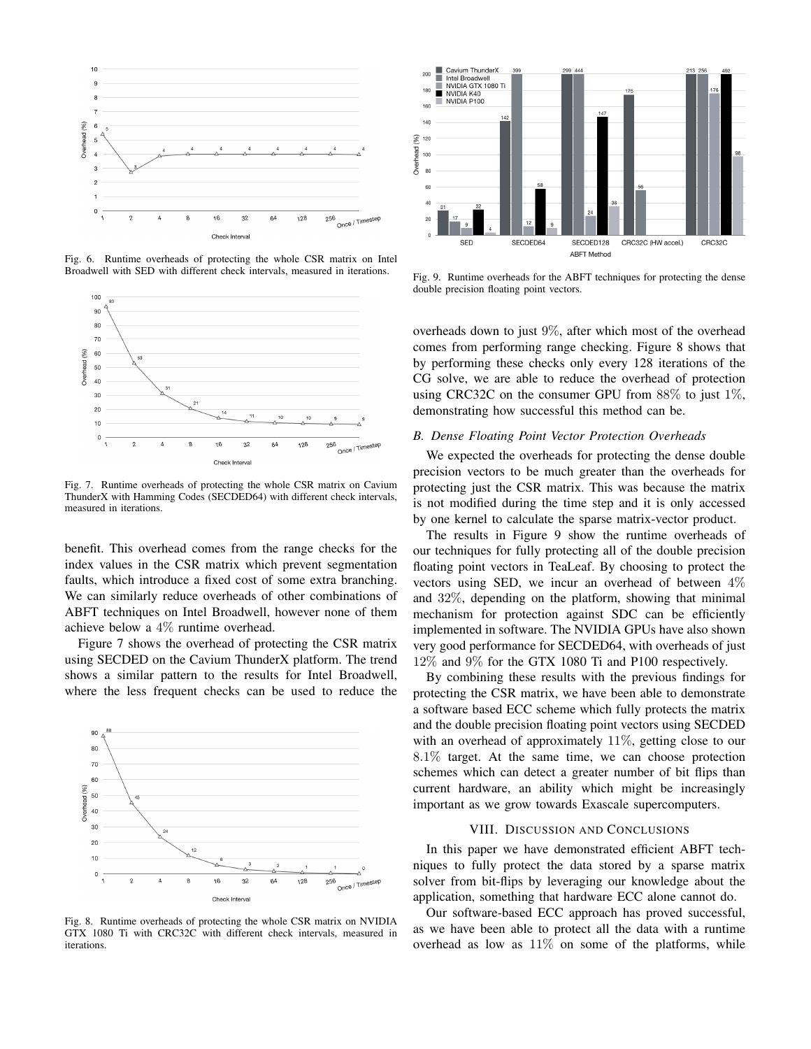Fig. 6. Runtime overheads of protecting the whole CSR matrix on Intel Broadwell with SED with different check intervals, measured in iterations.

Fig. 7. Runtime overheads of protecting the whole CSR matrix on Cavium ThunderX with Hamming Codes (SECDED64) with different check intervals, measured in iterations.

benefit. This overhead comes from the range checks for the index values in the CSR matrix which prevent segmentation faults, which introduce a fixed cost of some extra branching. We can similarly reduce overheads of other combinations of ABFT techniques on Intel Broadwell, however none of them achieve below a 4% runtime overhead.

Figure 7 shows the overhead of protecting the CSR matrix using SECDED on the Cavium ThunderX platform. The trend shows a similar pattern to the results for Intel Broadwell, where the less frequent checks can be used to reduce the

Fig. 8. Runtime overheads of protecting the whole CSR matrix on NVIDIA GTX 1080 Ti with CRC32C with different check intervals, measured in iterations.

Fig. 9. Runtime overheads for the ABFT techniques for protecting the dense double precision floating point vectors.

overheads down to just 9%, after which most of the overhead comes from performing range checking. Figure 8 shows that by performing these checks only every 128 iterations of the CG solve, we are able to reduce the overhead of protection using CRC32C on the consumer GPU from 88% to just 1%, demonstrating how successful this method can be.

### B. Dense Floating Point Vector Protection Overheads

We expected the overheads for protecting the dense double precision vectors to be much greater than the overheads for protecting just the CSR matrix. This was because the matrix is not modified during the time step and it is only accessed by one kernel to calculate the sparse matrix-vector product.

The results in Figure 9 show the runtime overheads of our techniques for fully protecting all of the double precision floating point vectors in TeaLeaf. By choosing to protect the vectors using SED, we incur an overhead of between 4% and 32%, depending on the platform, showing that minimal mechanism for protection against SDC can be efficiently implemented in software. The NVIDIA GPUs have also shown very good performance for SECDED64, with overheads of just 12% and 9% for the GTX 1080 Ti and P100 respectively.

By combining these results with the previous findings for protecting the CSR matrix, we have been able to demonstrate a software based ECC scheme which fully protects the matrix and the double precision floating point vectors using SECDED with an overhead of approximately 11%, getting close to our 8.1% target. At the same time, we can choose protection schemes which can detect a greater number of bit flips than current hardware, an ability which might be increasingly important as we grow towards Exascale supercomputers.

## VIII. Discussion and Conclusions

In this paper we have demonstrated efficient ABFT techniques to fully protect the data stored by a sparse matrix solver from bit-flips by leveraging our knowledge about the application, something that hardware ECC alone cannot do.

Our software-based ECC approach has proved successful, as we have been able to protect all the data with a runtime overhead as low as 11% on some of the platforms, while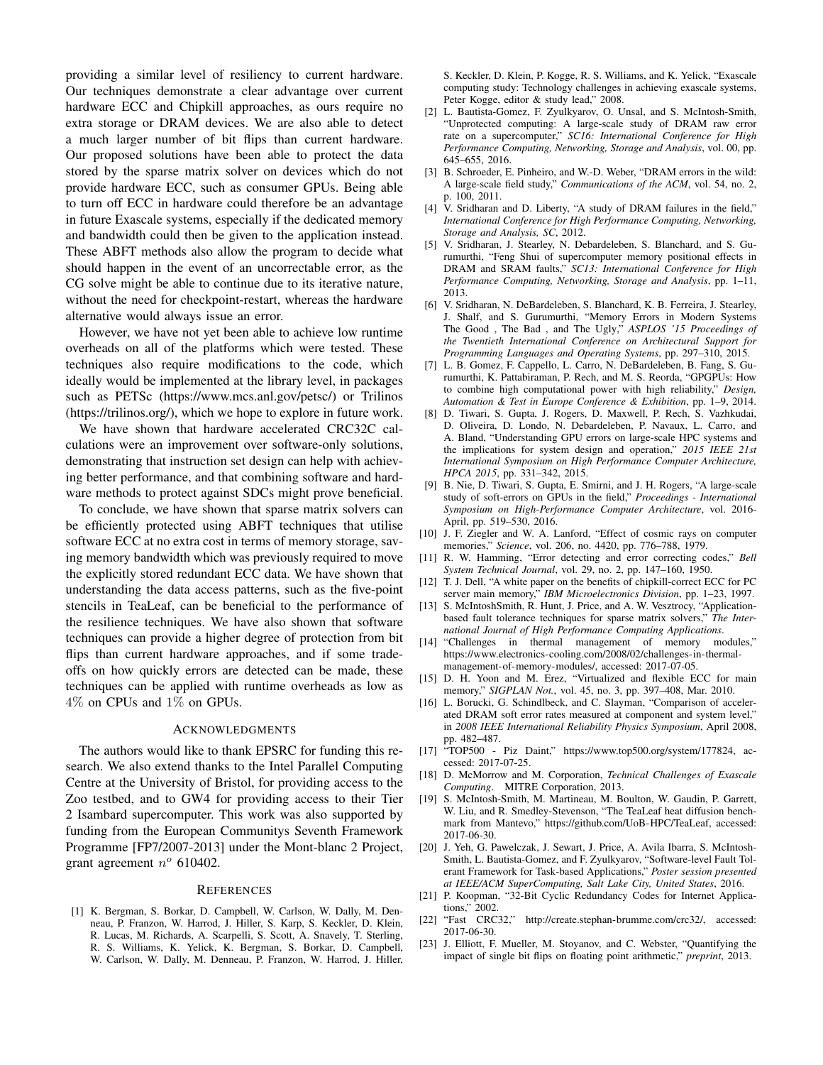providing a similar level of resiliency to current hardware. Our techniques demonstrate a clear advantage over current hardware ECC and Chipkill approaches, as ours require no extra storage or DRAM devices. We are also able to detect a much larger number of bit flips than current hardware. Our proposed solutions have been able to protect the data stored by the sparse matrix solver on devices which do not provide hardware ECC, such as consumer GPUs. Being able to turn off ECC in hardware could therefore be an advantage in future Exascale systems, especially if the dedicated memory and bandwidth could then be given to the application instead. These ABFT methods also allow the program to decide what should happen in the event of an uncorrectable error, as the CG solve might be able to continue due to its iterative nature, without the need for checkpoint-restart, whereas the hardware alternative would always issue an error.

However, we have not yet been able to achieve low runtime overheads on all of the platforms which were tested. These techniques also require modifications to the code, which ideally would be implemented at the library level, in packages such as PETSc (https://www.mcs.anl.gov/petsc/) or Trilinos (https://trilinos.org/), which we hope to explore in future work.

We have shown that hardware accelerated CRC32C calculations were an improvement over software-only solutions, demonstrating that instruction set design can help with achieving better performance, and that combining software and hardware methods to protect against SDCs might prove beneficial.

To conclude, we have shown that sparse matrix solvers can be efficiently protected using ABFT techniques that utilise software ECC at no extra cost in terms of memory storage, saving memory bandwidth which was previously required to move the explicitly stored redundant ECC data. We have shown that understanding the data access patterns, such as the five-point stencils in TeaLeaf, can be beneficial to the performance of the resilience techniques. We have also shown that software techniques can provide a higher degree of protection from bit flips than current hardware approaches, and if some tradeoffs on how quickly errors are detected can be made, these techniques can be applied with runtime overheads as low as $4\%$ on CPUs and $1\%$ on GPUs.

## Acknowledgments

The authors would like to thank EPSRC for funding this research. We also extend thanks to the Intel Parallel Computing Centre at the University of Bristol, for providing access to the Zoo testbed, and to GW4 for providing access to their Tier 2 Isambard supercomputer. This work was also supported by funding from the European Communitys Seventh Framework Programme [FP7/2007-2013] under the Mont-blanc 2 Project, grant agreement $n^o$ 610402.

## References

[1] K. Bergman, S. Borkar, D. Campbell, W. Carlson, W. Dally, M. Denneau, P. Franzon, W. Harrod, J. Hiller, S. Karp, S. Keckler, D. Klein, R. Lucas, M. Richards, A. Scarpelli, S. Scott, A. Snavely, T. Sterling, R. S. Williams, K. Yelick, K. Bergman, S. Borkar, D. Campbell, W. Carlson, W. Dally, M. Denneau, P. Franzon, W. Harrod, J. Hiller, S. Keckler, D. Klein, P. Kogge, R. S. Williams, and K. Yelick, "Exascale computing study: Technology challenges in achieving exascale systems, Peter Kogge, editor & study lead," 2008.

[2] L. Bautista-Gomez, F. Zyulkyarov, O. Unsal, and S. McIntosh-Smith, "Unprotected computing: A large-scale study of DRAM raw error rate on a supercomputer," *SC16: International Conference for High Performance Computing, Networking, Storage and Analysis*, vol. 00, pp. 645–655, 2016.

[3] B. Schroeder, E. Pinheiro, and W.-D. Weber, "DRAM errors in the wild: A large-scale field study," *Communications of the ACM*, vol. 54, no. 2, p. 100, 2011.

[4] V. Sridharan and D. Liberty, "A study of DRAM failures in the field," *International Conference for High Performance Computing, Networking, Storage and Analysis, SC*, 2012.

[5] V. Sridharan, J. Stearley, N. Debardeleben, S. Blanchard, and S. Gurumurthi, "Feng Shui of supercomputer memory positional effects in DRAM and SRAM faults," *SC13: International Conference for High Performance Computing, Networking, Storage and Analysis*, pp. 1–11, 2013.

[6] V. Sridharan, N. DeBardeleben, S. Blanchard, K. B. Ferreira, J. Stearley, J. Shalf, and S. Gurumurthi, "Memory Errors in Modern Systems The Good , The Bad , and The Ugly," *ASPLOS '15 Proceedings of the Twentieth International Conference on Architectural Support for Programming Languages and Operating Systems*, pp. 297–310, 2015.

[7] L. B. Gomez, F. Cappello, L. Carro, N. DeBardeleben, B. Fang, S. Gurumurthi, K. Pattabiraman, P. Rech, and M. S. Reorda, "GPGPUs: How to combine high computational power with high reliability," *Design, Automation & Test in Europe Conference & Exhibition*, pp. 1–9, 2014.

[8] D. Tiwari, S. Gupta, J. Rogers, D. Maxwell, P. Rech, S. Vazhkudai, D. Oliveira, D. Londo, N. Debardeleben, P. Navaux, L. Carro, and A. Bland, "Understanding GPU errors on large-scale HPC systems and the implications for system design and operation," *2015 IEEE 21st International Symposium on High Performance Computer Architecture, HPCA 2015*, pp. 331–342, 2015.

[9] B. Nie, D. Tiwari, S. Gupta, E. Smirni, and J. H. Rogers, "A large-scale study of soft-errors on GPUs in the field," *Proceedings - International Symposium on High-Performance Computer Architecture*, vol. 2016-April, pp. 519–530, 2016.

[10] J. F. Ziegler and W. A. Lanford, "Effect of cosmic rays on computer memories," *Science*, vol. 206, no. 4420, pp. 776–788, 1979.

[11] R. W. Hamming, "Error detecting and error correcting codes," *Bell System Technical Journal*, vol. 29, no. 2, pp. 147–160, 1950.

[12] T. J. Dell, "A white paper on the benefits of chipkill-correct ECC for PC server main memory," *IBM Microelectronics Division*, pp. 1–23, 1997.

[13] S. McIntoshSmith, R. Hunt, J. Price, and A. W. Vesztrocy, "Application-based fault tolerance techniques for sparse matrix solvers," *The International Journal of High Performance Computing Applications*.

[14] "Challenges in thermal management of memory modules," https://www.electronics-cooling.com/2008/02/challenges-in-thermal-management-of-memory-modules/, accessed: 2017-07-05.

[15] D. H. Yoon and M. Erez, "Virtualized and flexible ECC for main memory," *SIGPLAN Not.*, vol. 45, no. 3, pp. 397–408, Mar. 2010.

[16] L. Borucki, G. Schindlbeck, and C. Slayman, "Comparison of accelerated DRAM soft error rates measured at component and system level," in *2008 IEEE International Reliability Physics Symposium*, April 2008, pp. 482–487.

[17] "TOP500 - Piz Daint," https://www.top500.org/system/177824, accessed: 2017-07-25.

[18] D. McMorrow and M. Corporation, *Technical Challenges of Exascale Computing*. MITRE Corporation, 2013.

[19] S. McIntosh-Smith, M. Martineau, M. Boulton, W. Gaudin, P. Garrett, W. Liu, and R. Smedley-Stevenson, "The TeaLeaf heat diffusion benchmark from Mantevo," https://github.com/UoB-HPC/TeaLeaf, accessed: 2017-06-30.

[20] J. Yeh, G. Pawelczak, J. Sewart, J. Price, A. Avila Ibarra, S. McIntosh-Smith, L. Bautista-Gomez, and F. Zyulkyarov, "Software-level Fault Tolerant Framework for Task-based Applications," *Poster session presented at IEEE/ACM SuperComputing, Salt Lake City, United States*, 2016.

[21] P. Koopman, "32-Bit Cyclic Redundancy Codes for Internet Applications," 2002.

[22] "Fast CRC32," http://create.stephan-brumme.com/crc32/, accessed: 2017-06-30.

[23] J. Elliott, F. Mueller, M. Stoyanov, and C. Webster, "Quantifying the impact of single bit flips on floating point arithmetic," *preprint*, 2013.